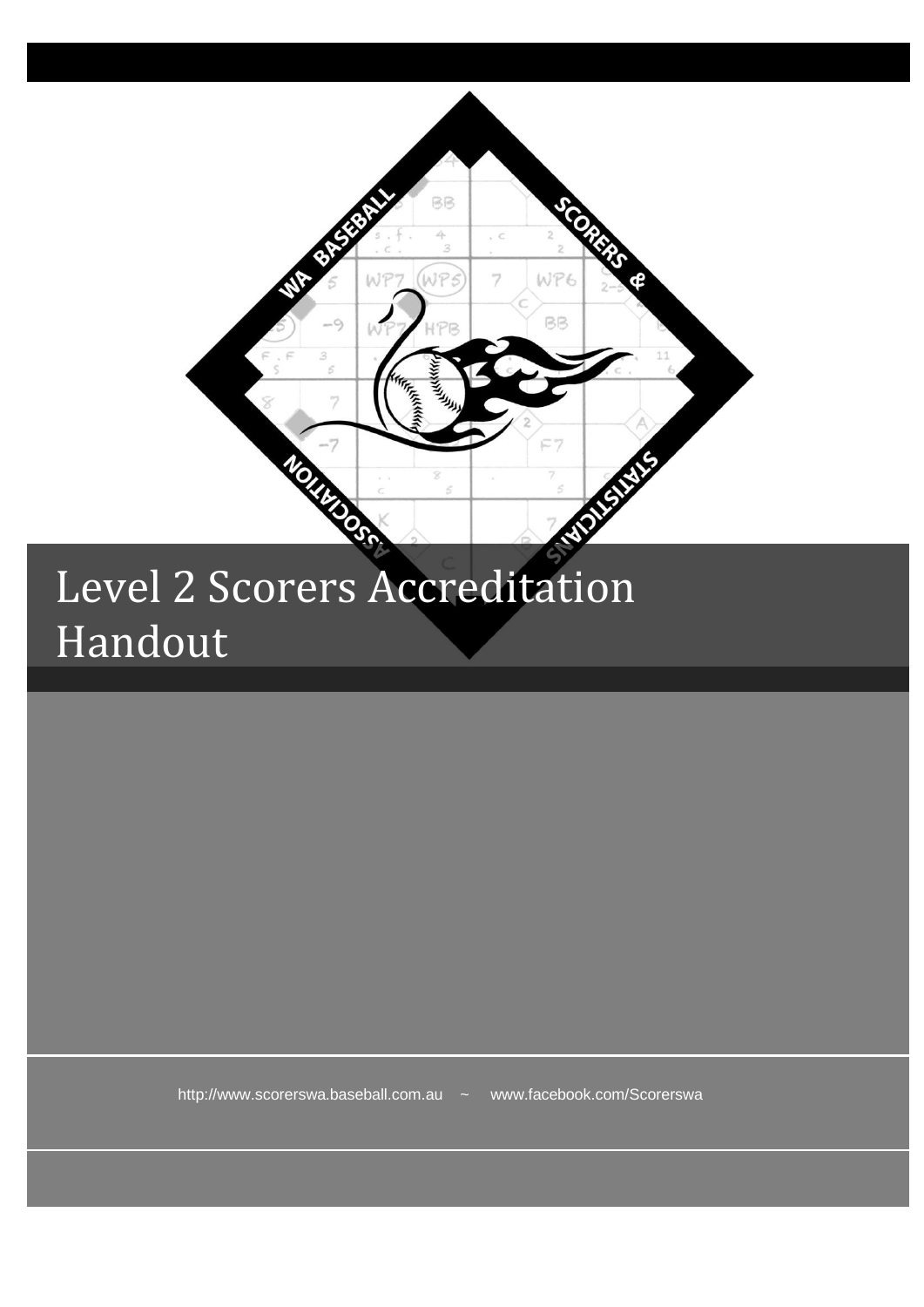# Level 2 Scorers Accreditation Handout

http://www.scorerswa.baseball.com.au ~ www.facebook.com/Scorerswa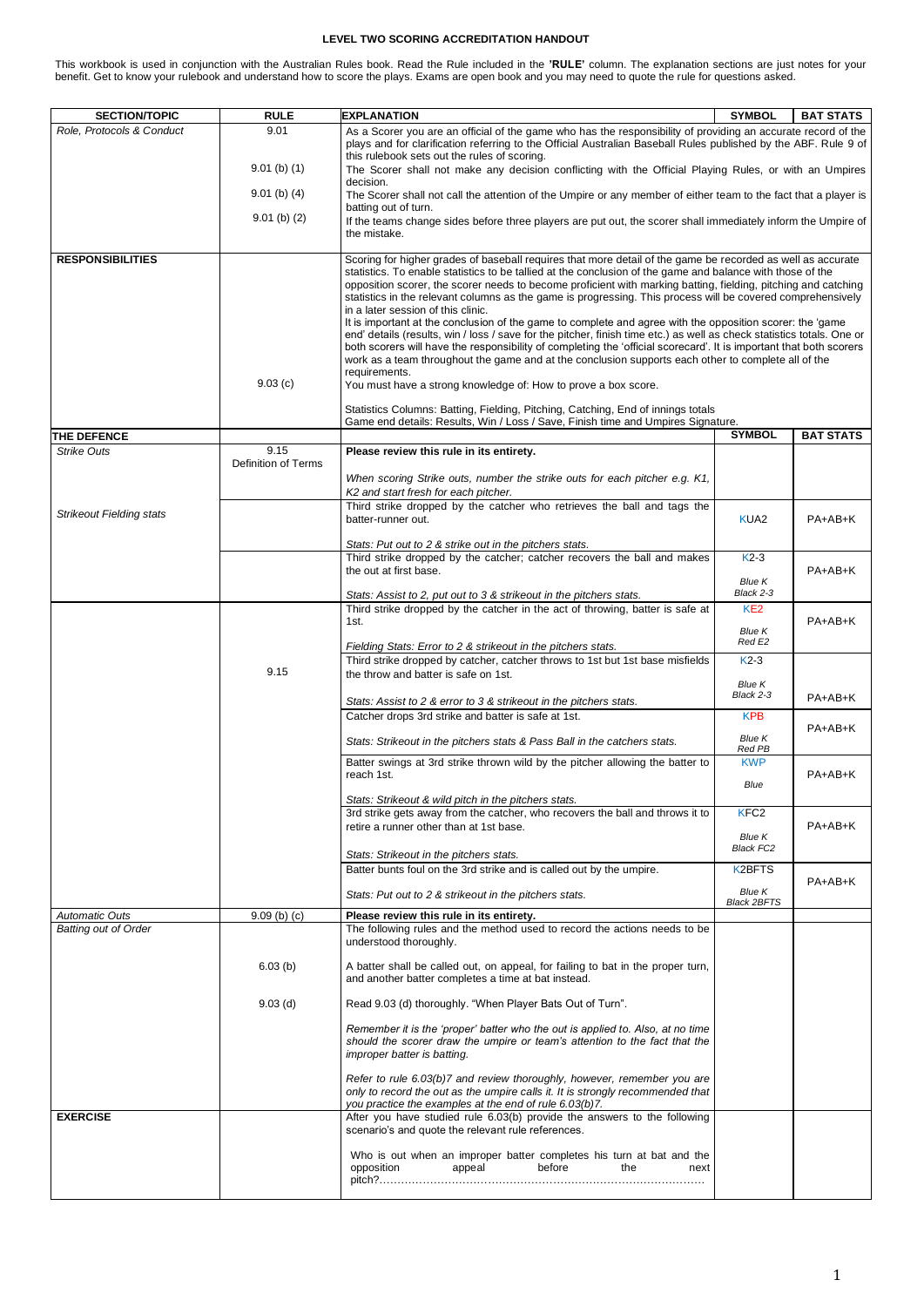# LEVEL TWO SCORING ACCREDITATION HANDOUT

This workbook is used in conjunction with the Australian Rules book. Read the Rule included in the **'RULE'** column. The explanation sections are just notes for your benefit. Get to know your rulebook and understand how to score the plays. Exams are open book and you may need to quote the rule for questions asked.

| SECTION/TOPIC | RULE | EXPLANATION | SYMBOL | BAT STATS |
|---|---|---|---|---|
| *Role, Protocols & Conduct* | 9.01 | As a Scorer you are an official of the game who has the responsibility of providing an accurate record of the plays and for clarification referring to the Official Australian Baseball Rules published by the ABF. Rule 9 of this rulebook sets out the rules of scoring. | | |
| | 9.01 (b) (1) | The Scorer shall not make any decision conflicting with the Official Playing Rules, or with an Umpires decision. | | |
| | 9.01 (b) (4) | The Scorer shall not call the attention of the Umpire or any member of either team to the fact that a player is batting out of turn. | | |
| | 9.01 (b) (2) | If the teams change sides before three players are put out, the scorer shall immediately inform the Umpire of the mistake. | | |
| **RESPONSIBILITIES** | | Scoring for higher grades of baseball requires that more detail of the game be recorded as well as accurate statistics. To enable statistics to be tallied at the conclusion of the game and balance with those of the opposition scorer, the scorer needs to become proficient with marking batting, fielding, pitching and catching statistics in the relevant columns as the game is progressing. This process will be covered comprehensively in a later session of this clinic.<br>It is important at the conclusion of the game to complete and agree with the opposition scorer: the 'game end' details (results, win / loss / save for the pitcher, finish time etc.) as well as check statistics totals. One or both scorers will have the responsibility of completing the 'official scorecard'. It is important that both scorers work as a team throughout the game and at the conclusion supports each other to complete all of the requirements. | | |
| | 9.03 (c) | You must have a strong knowledge of: How to prove a box score.<br><br>Statistics Columns: Batting, Fielding, Pitching, Catching, End of innings totals<br>Game end details: Results, Win / Loss / Save, Finish time and Umpires Signature. | | |
| **THE DEFENCE** | | | **SYMBOL** | **BAT STATS** |
| *Strike Outs* | 9.15<br>Definition of Terms | **Please review this rule in its entirety.**<br><br>*When scoring Strike outs, number the strike outs for each pitcher e.g. K1, K2 and start fresh for each pitcher.* | | |
| *Strikeout Fielding stats* | | Third strike dropped by the catcher who retrieves the ball and tags the batter-runner out.<br><br>*Stats: Put out to 2 & strike out in the pitchers stats.* | KUA2 | PA+AB+K |
| | | Third strike dropped by the catcher; catcher recovers the ball and makes the out at first base.<br><br>*Stats: Assist to 2, put out to 3 & strikeout in the pitchers stats.* | K2-3<br>*Blue K*<br>*Black 2-3* | PA+AB+K |
| | | Third strike dropped by the catcher in the act of throwing, batter is safe at 1st.<br><br>*Fielding Stats: Error to 2 & strikeout in the pitchers stats.* | KE2<br>*Blue K*<br>*Red E2* | PA+AB+K |
| | 9.15 | Third strike dropped by catcher, catcher throws to 1st but 1st base misfields the throw and batter is safe on 1st.<br><br>*Stats: Assist to 2 & error to 3 & strikeout in the pitchers stats.* | K2-3<br>*Blue K*<br>*Black 2-3* | PA+AB+K |
| | | Catcher drops 3rd strike and batter is safe at 1st.<br><br>*Stats: Strikeout in the pitchers stats & Pass Ball in the catchers stats.* | KPB<br>*Blue K*<br>*Red PB* | PA+AB+K |
| | | Batter swings at 3rd strike thrown wild by the pitcher allowing the batter to reach 1st.<br><br>*Stats: Strikeout & wild pitch in the pitchers stats.* | KWP<br>*Blue* | PA+AB+K |
| | | 3rd strike gets away from the catcher, who recovers the ball and throws it to retire a runner other than at 1st base.<br><br>*Stats: Strikeout in the pitchers stats.* | KFC2<br>*Blue K*<br>*Black FC2* | PA+AB+K |
| | | Batter bunts foul on the 3rd strike and is called out by the umpire.<br><br>*Stats: Put out to 2 & strikeout in the pitchers stats.* | K2BFTS<br>*Blue K*<br>*Black 2BFTS* | PA+AB+K |
| *Automatic Outs* | 9.09 (b) (c) | **Please review this rule in its entirety.** | | |
| *Batting out of Order* | | The following rules and the method used to record the actions needs to be understood thoroughly. | | |
| | 6.03 (b) | A batter shall be called out, on appeal, for failing to bat in the proper turn, and another batter completes a time at bat instead. | | |
| | 9.03 (d) | Read 9.03 (d) thoroughly. "When Player Bats Out of Turn".<br><br>*Remember it is the 'proper' batter who the out is applied to. Also, at no time should the scorer draw the umpire or team's attention to the fact that the improper batter is batting.*<br><br>*Refer to rule 6.03(b)7 and review thoroughly, however, remember you are only to record the out as the umpire calls it. It is strongly recommended that you practice the examples at the end of rule 6.03(b)7.* | | |
| **EXERCISE** | | After you have studied rule 6.03(b) provide the answers to the following scenario's and quote the relevant rule references.<br><br>Who is out when an improper batter completes his turn at bat and the opposition appeal before the next pitch?…………………………………………………………………………… | | |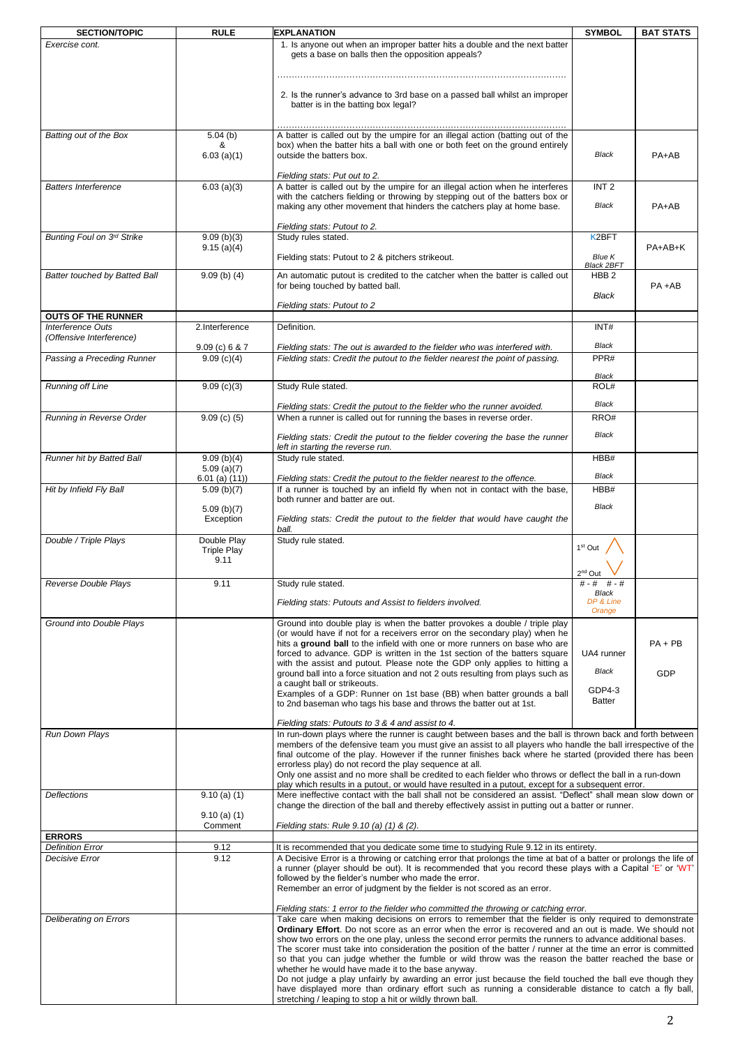| SECTION/TOPIC | RULE | EXPLANATION | SYMBOL | BAT STATS |
|---|---|---|---|---|
| *Exercise cont.* | | 1. Is anyone out when an improper batter hits a double and the next batter gets a base on balls then the opposition appeals? ………………………………………………………………………………… 2. Is the runner's advance to 3rd base on a passed ball whilst an improper batter is in the batting box legal? ………………………………………………………………………………… | | |
| *Batting out of the Box* | 5.04 (b) & 6.03 (a)(1) | A batter is called out by the umpire for an illegal action (batting out of the box) when the batter hits a ball with one or both feet on the ground entirely outside the batters box. *Fielding stats: Put out to 2.* | *Black* | PA+AB |
| *Batters Interference* | 6.03 (a)(3) | A batter is called out by the umpire for an illegal action when he interferes with the catchers fielding or throwing by stepping out of the batters box or making any other movement that hinders the catchers play at home base. *Fielding stats: Putout to 2.* | INT 2 *Black* | PA+AB |
| *Bunting Foul on 3rd Strike* | 9.09 (b)(3) 9.15 (a)(4) | Study rules stated. Fielding stats: Putout to 2 & pitchers strikeout. | K2BFT *Blue K* *Black 2BFT* | PA+AB+K |
| *Batter touched by Batted Ball* | 9.09 (b) (4) | An automatic putout is credited to the catcher when the batter is called out for being touched by batted ball. *Fielding stats: Putout to 2* | HBB 2 *Black* | PA +AB |
| **OUTS OF THE RUNNER** | | | | |
| *Interference Outs (Offensive Interference)* | 2.Interference 9.09 (c) 6 & 7 | Definition. *Fielding stats: The out is awarded to the fielder who was interfered with.* | INT# *Black* | |
| *Passing a Preceding Runner* | 9.09 (c)(4) | *Fielding stats: Credit the putout to the fielder nearest the point of passing.* | PPR# *Black* | |
| *Running off Line* | 9.09 (c)(3) | Study Rule stated. *Fielding stats: Credit the putout to the fielder who the runner avoided.* | ROL# *Black* | |
| *Running in Reverse Order* | 9.09 (c) (5) | When a runner is called out for running the bases in reverse order. *Fielding stats: Credit the putout to the fielder covering the base the runner left in starting the reverse run.* | RRO# *Black* | |
| *Runner hit by Batted Ball* | 9.09 (b)(4) 5.09 (a)(7) 6.01 (a) (11)) | Study rule stated. *Fielding stats: Credit the putout to the fielder nearest to the offence.* | HBB# *Black* | |
| *Hit by Infield Fly Ball* | 5.09 (b)(7) 5.09 (b)(7) Exception | If a runner is touched by an infield fly when not in contact with the base, both runner and batter are out. *Fielding stats: Credit the putout to the fielder that would have caught the ball.* | HBB# *Black* | |
| *Double / Triple Plays* | Double Play Triple Play 9.11 | Study rule stated. | 1st Out / \ 2nd Out \ / | |
| *Reverse Double Plays* | 9.11 | Study rule stated. *Fielding stats: Putouts and Assist to fielders involved.* | # - # # - # *Black* *DP & Line Orange* | |
| *Ground into Double Plays* | | Ground into double play is when the batter provokes a double / triple play (or would have if not for a receivers error on the secondary play) when he hits a **ground ball** to the infield with one or more runners on base who are forced to advance. GDP is written in the 1st section of the batters square with the assist and putout. Please note the GDP only applies to hitting a ground ball into a force situation and not 2 outs resulting from plays such as a caught ball or strikeouts. Examples of a GDP: Runner on 1st base (BB) when batter grounds a ball to 2nd baseman who tags his base and throws the batter out at 1st. *Fielding stats: Putouts to 3 & 4 and assist to 4.* | UA4 runner *Black* GDP4-3 Batter | PA + PB GDP |
| *Run Down Plays* | | In run-down plays where the runner is caught between bases and the ball is thrown back and forth between members of the defensive team you must give an assist to all players who handle the ball irrespective of the final outcome of the play. However if the runner finishes back where he started (provided there has been errorless play) do not record the play sequence at all. Only one assist and no more shall be credited to each fielder who throws or deflect the ball in a run-down play which results in a putout, or would have resulted in a putout, except for a subsequent error. | | |
| *Deflections* | 9.10 (a) (1) 9.10 (a) (1) Comment | Mere ineffective contact with the ball shall not be considered an assist. "Deflect" shall mean slow down or change the direction of the ball and thereby effectively assist in putting out a batter or runner. *Fielding stats: Rule 9.10 (a) (1) & (2).* | | |
| **ERRORS** | | | | |
| *Definition Error* | 9.12 | It is recommended that you dedicate some time to studying Rule 9.12 in its entirety. | | |
| *Decisive Error* | 9.12 | A Decisive Error is a throwing or catching error that prolongs the time at bat of a batter or prolongs the life of a runner (player should be out). It is recommended that you record these plays with a Capital 'E' or 'WT' followed by the fielder's number who made the error. Remember an error of judgment by the fielder is not scored as an error. *Fielding stats: 1 error to the fielder who committed the throwing or catching error.* | | |
| *Deliberating on Errors* | | Take care when making decisions on errors to remember that the fielder is only required to demonstrate **Ordinary Effort**. Do not score as an error when the error is recovered and an out is made. We should not show two errors on the one play, unless the second error permits the runners to advance additional bases. The scorer must take into consideration the position of the batter / runner at the time an error is committed so that you can judge whether the fumble or wild throw was the reason the batter reached the base or whether he would have made it to the base anyway. Do not judge a play unfairly by awarding an error just because the field touched the ball eve though they have displayed more than ordinary effort such as running a considerable distance to catch a fly ball, stretching / leaping to stop a hit or wildly thrown ball. | | |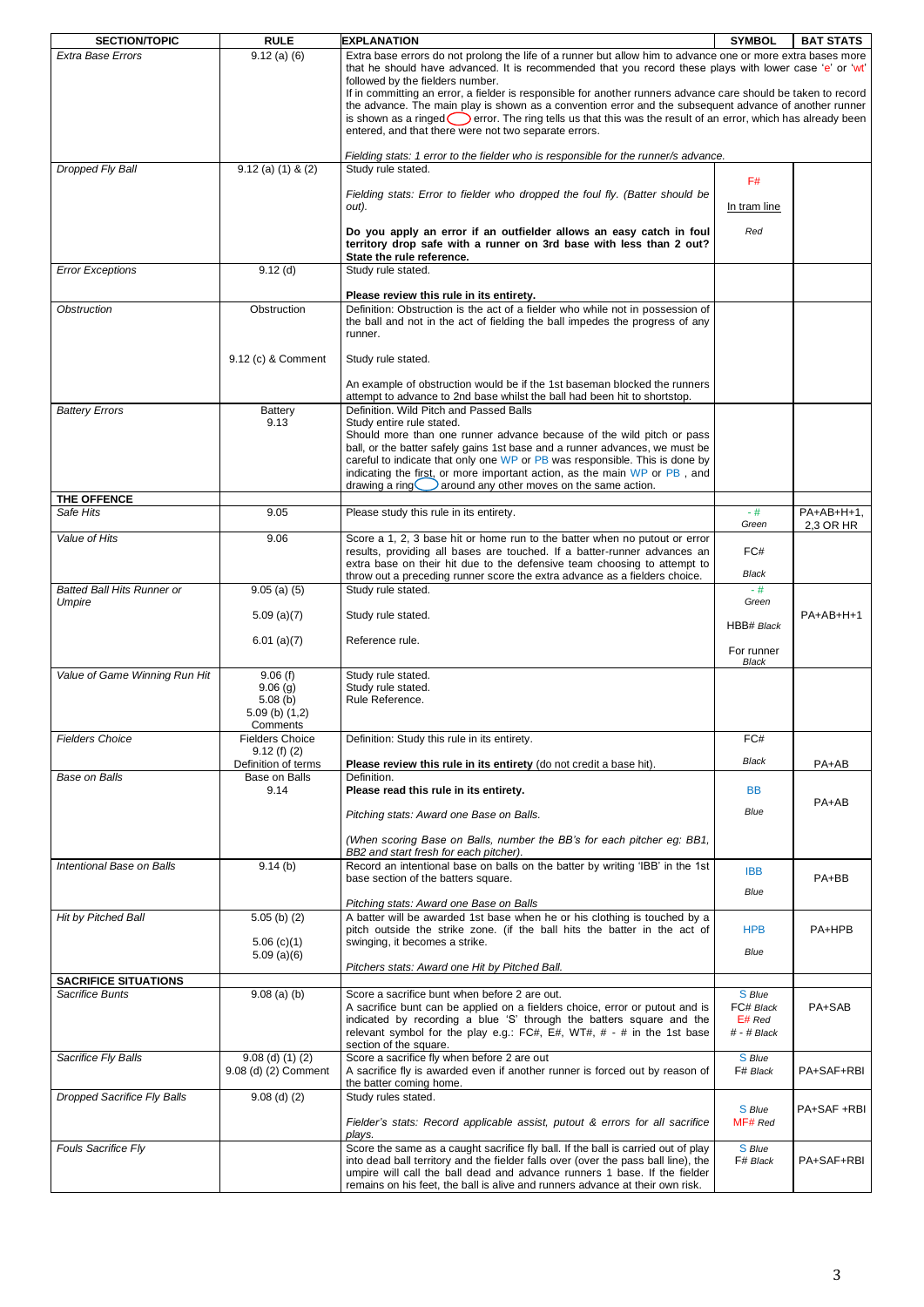| SECTION/TOPIC | RULE | EXPLANATION | SYMBOL | BAT STATS |
|---|---|---|---|---|
| *Extra Base Errors* | 9.12 (a) (6) | Extra base errors do not prolong the life of a runner but allow him to advance one or more extra bases more that he should have advanced. It is recommended that you record these plays with lower case 'e' or 'wt' followed by the fielders number.<br>If in committing an error, a fielder is responsible for another runners advance care should be taken to record the advance. The main play is shown as a convention error and the subsequent advance of another runner is shown as a ringed error. The ring tells us that this was the result of an error, which has already been entered, and that there were not two separate errors.<br>*Fielding stats: 1 error to the fielder who is responsible for the runner/s advance.* | | |
| *Dropped Fly Ball* | 9.12 (a) (1) & (2) | Study rule stated.<br>*Fielding stats: Error to fielder who dropped the foul fly. (Batter should be out).*<br>**Do you apply an error if an outfielder allows an easy catch in foul territory drop safe with a runner on 3rd base with less than 2 out? State the rule reference.** | F#<br>In tram line<br>*Red* | |
| *Error Exceptions* | 9.12 (d) | Study rule stated.<br>**Please review this rule in its entirety.** | | |
| *Obstruction* | Obstruction<br>9.12 (c) & Comment | Definition: Obstruction is the act of a fielder who while not in possession of the ball and not in the act of fielding the ball impedes the progress of any runner.<br>Study rule stated.<br>An example of obstruction would be if the 1st baseman blocked the runners attempt to advance to 2nd base whilst the ball had been hit to shortstop. | | |
| *Battery Errors* | Battery<br>9.13 | Definition. Wild Pitch and Passed Balls<br>Study entire rule stated.<br>Should more than one runner advance because of the wild pitch or pass ball, or the batter safely gains 1st base and a runner advances, we must be careful to indicate that only one WP or PB was responsible. This is done by indicating the first, or more important action, as the main WP or PB, and drawing a ring around any other moves on the same action. | | |
| **THE OFFENCE** | | | | |
| *Safe Hits* | 9.05 | Please study this rule in its entirety. | - #<br>*Green* | PA+AB+H+1, 2,3 OR HR |
| *Value of Hits* | 9.06 | Score a 1, 2, 3 base hit or home run to the batter when no putout or error results, providing all bases are touched. If a batter-runner advances an extra base on their hit due to the defensive team choosing to attempt to throw out a preceding runner score the extra advance as a fielders choice. | FC#<br>*Black* | |
| *Batted Ball Hits Runner or Umpire* | 9.05 (a) (5)<br>5.09 (a)(7)<br>6.01 (a)(7) | Study rule stated.<br>Study rule stated.<br>Reference rule. | - #<br>*Green*<br>HBB# *Black*<br>For runner *Black* | PA+AB+H+1 |
| *Value of Game Winning Run Hit* | 9.06 (f)<br>9.06 (g)<br>5.08 (b)<br>5.09 (b) (1,2)<br>Comments | Study rule stated.<br>Study rule stated.<br>Rule Reference. | | |
| *Fielders Choice* | Fielders Choice<br>9.12 (f) (2)<br>Definition of terms | Definition: Study this rule in its entirety.<br>**Please review this rule in its entirety** (do not credit a base hit). | FC#<br>*Black* | PA+AB |
| *Base on Balls* | Base on Balls<br>9.14 | Definition.<br>**Please read this rule in its entirety.**<br>*Pitching stats: Award one Base on Balls.*<br>*(When scoring Base on Balls, number the BB's for each pitcher eg: BB1, BB2 and start fresh for each pitcher).* | BB<br>*Blue* | PA+AB |
| *Intentional Base on Balls* | 9.14 (b) | Record an intentional base on balls on the batter by writing 'IBB' in the 1st base section of the batters square.<br>*Pitching stats: Award one Base on Balls* | IBB<br>*Blue* | PA+BB |
| *Hit by Pitched Ball* | 5.05 (b) (2)<br>5.06 (c)(1)<br>5.09 (a)(6) | A batter will be awarded 1st base when he or his clothing is touched by a pitch outside the strike zone. (if the ball hits the batter in the act of swinging, it becomes a strike.<br>*Pitchers stats: Award one Hit by Pitched Ball.* | HPB<br>*Blue* | PA+HPB |
| **SACRIFICE SITUATIONS** | | | | |
| *Sacrifice Bunts* | 9.08 (a) (b) | Score a sacrifice bunt when before 2 are out.<br>A sacrifice bunt can be applied on a fielders choice, error or putout and is indicated by recording a blue 'S' through the batters square and the relevant symbol for the play e.g.: FC#, E#, WT#, # - # in the 1st base section of the square. | S *Blue*<br>FC# *Black*<br>E# *Red*<br># - # *Black* | PA+SAB |
| *Sacrifice Fly Balls* | 9.08 (d) (1) (2)<br>9.08 (d) (2) Comment | Score a sacrifice fly when before 2 are out<br>A sacrifice fly is awarded even if another runner is forced out by reason of the batter coming home. | S *Blue*<br>F# *Black* | PA+SAF+RBI |
| *Dropped Sacrifice Fly Balls* | 9.08 (d) (2) | Study rules stated.<br>*Fielder's stats: Record applicable assist, putout & errors for all sacrifice plays.* | S *Blue*<br>MF# *Red* | PA+SAF +RBI |
| *Fouls Sacrifice Fly* | | Score the same as a caught sacrifice fly ball. If the ball is carried out of play into dead ball territory and the fielder falls over (over the pass ball line), the umpire will call the ball dead and advance runners 1 base. If the fielder remains on his feet, the ball is alive and runners advance at their own risk. | S *Blue*<br>F# *Black* | PA+SAF+RBI |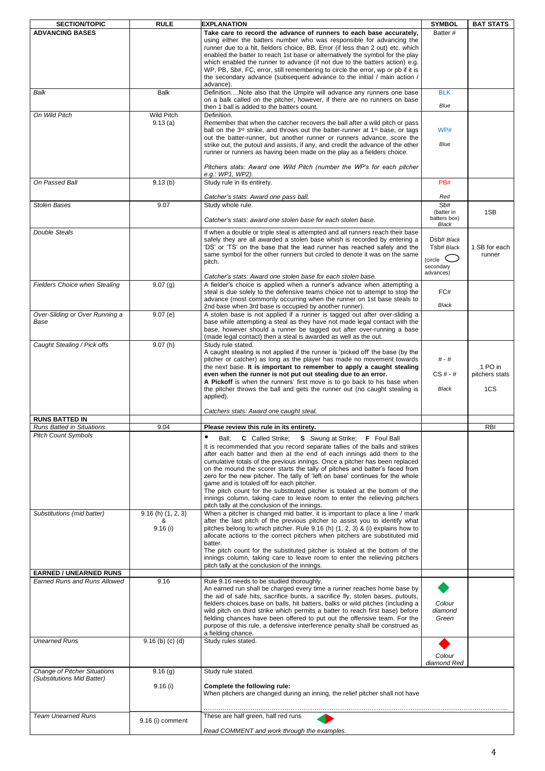| SECTION/TOPIC | RULE | EXPLANATION | SYMBOL | BAT STATS |
|---|---|---|---|---|
| **ADVANCING BASES** | | **Take care to record the advance of runners to each base accurately,** using either the batters number who was responsible for advancing the runner due to a hit, fielders choice, BB, Error (if less than 2 out) etc. which enabled the batter to reach 1st base or alternatively the symbol for the play which enabled the runner to advance (if not due to the batters action) e.g. WP, PB, Sb#, FC, error, still remembering to circle the error, wp or pb if it is the secondary advance (subsequent advance to the initial / main action / advance). | Batter # | |
| *Balk* | Balk | Definition….Note also that the Umpire will advance any runners one base on a balk called on the pitcher, however, if there are no runners on base then 1 ball is added to the batters count. | BLK *Blue* | |
| *On Wild Pitch* | Wild Pitch 9.13 (a) | Definition. Remember that when the catcher recovers the ball after a wild pitch or pass ball on the 3rd strike, and throws out the batter-runner at 1st base, or tags out the batter-runner, but another runner or runners advance, score the strike out, the putout and assists, if any, and credit the advance of the other runner or runners as having been made on the play as a fielders choice. *Pitchers stats: Award one Wild Pitch (number the WP's for each pitcher e.g.: WP1, WP2).* | WP# *Blue* | |
| *On Passed Ball* | 9.13 (b) | Study rule in its entirety. *Catcher's stats: Award one pass ball.* | PB# *Red* | |
| *Stolen Bases* | 9.07 | Study whole rule. *Catcher's stats: award one stolen base for each stolen base.* | Sb# (batter in batters box) *Black* | 1SB |
| *Double Steals* | | If when a double or triple steal is attempted and all runners reach their base safely they are all awarded a stolen base whish is recorded by entering a 'DS' or 'TS' on the base that the lead runner has reached safely and the same symbol for the other runners but circled to denote it was on the same pitch. *Catcher's stats: Award one stolen base for each stolen base.* | Dsb# *Black* Tsb# Black (circle ○ secondary advances) | 1 SB for each runner |
| *Fielders Choice when Stealing* | 9.07 (g) | A fielder's choice is applied when a runner's advance when attempting a steal is due solely to the defensive teams choice not to attempt to stop the advance (most commonly occurring when the runner on 1st base steals to 2nd base when 3rd base is occupied by another runner). | FC# *Black* | |
| *Over-Sliding or Over Running a Base* | 9.07 (e) | A stolen base is not applied if a runner is tagged out after over-sliding a base while attempting a steal as they have not made legal contact with the base, however should a runner be tagged out after over-running a base (made legal contact) then a steal is awarded as well as the out. | | |
| *Caught Stealing / Pick offs* | 9.07 (h) | Study rule stated. A caught stealing is not applied if the runner is 'picked off' the base (by the pitcher or catcher) as long as the player has made no movement towards the next base. **It is important to remember to apply a caught stealing even when the runner is not put out stealing due to an error.** **A Pickoff** is when the runners' first move is to go back to his base when the pitcher throws the ball and gets the runner out (no caught stealing is applied). *Catchers stats: Award one caught steal.* | # - # CS # - # *Black* | 1 PO in pitchers stats 1CS |
| **RUNS BATTED IN** | | | | |
| *Runs Batted in Situations* | 9.04 | **Please review this rule in its entirety.** | | RBI |
| *Pitch Count Symbols* | | • Ball; **C** Called Strike; **S** Swung at Strike; **F** Foul Ball It is recommended that you record separate tallies of the balls and strikes after each batter and then at the end of each innings add them to the cumulative totals of the previous innings. Once a pitcher has been replaced on the mound the scorer starts the tally of pitches and batter's faced from zero for the new pitcher. The tally of 'left on base' continues for the whole game and is totaled off for each pitcher. The pitch count for the substituted pitcher is totaled at the bottom of the innings column, taking care to leave room to enter the relieving pitchers pitch tally at the conclusion of the innings. | | |
| *Substitutions (mid batter)* | 9.16 (h) (1, 2, 3) & 9.16 (i) | When a pitcher is changed mid batter, it is important to place a line / mark after the last pitch of the previous pitcher to assist you to identify what pitches belong to which pitcher. Rule 9.16 (h) (1, 2, 3) & (i) explains how to allocate actions to the correct pitchers when pitchers are substituted mid batter. The pitch count for the substituted pitcher is totaled at the bottom of the innings column, taking care to leave room to enter the relieving pitchers pitch tally at the conclusion of the innings. | | |
| **EARNED / UNEARNED RUNS** | | | | |
| *Earned Runs and Runs Allowed* | 9.16 | Rule 9.16 needs to be studied thoroughly. An earned run shall be charged every time a runner reaches home base by the aid of safe hits, sacrifice bunts, a sacrifice fly, stolen bases, putouts, fielders choices base on balls, hit batters, balks or wild pitches (including a wild pitch on third strike which permits a batter to reach first base) before fielding chances have been offered to put out the offensive team. For the purpose of this rule, a defensive interference penalty shall be construed as a fielding chance. | ◆ *Colour diamond Green* | |
| *Unearned Runs* | 9.16 (b) (c) (d) | Study rules stated. | ◆ *Colour diamond Red* | |
| *Change of Pitcher Situations (Substitutions Mid Batter)* | 9.16 (g) 9.16 (i) | Study rule stated. **Complete the following rule:** When pitchers are changed during an inning, the relief pitcher shall not have ………………………………………………………………………………………… | | |
| *Team Unearned Runs* | 9.16 (i) comment | These are half green, half red runs ◆ *Read COMMENT and work through the examples.* | | |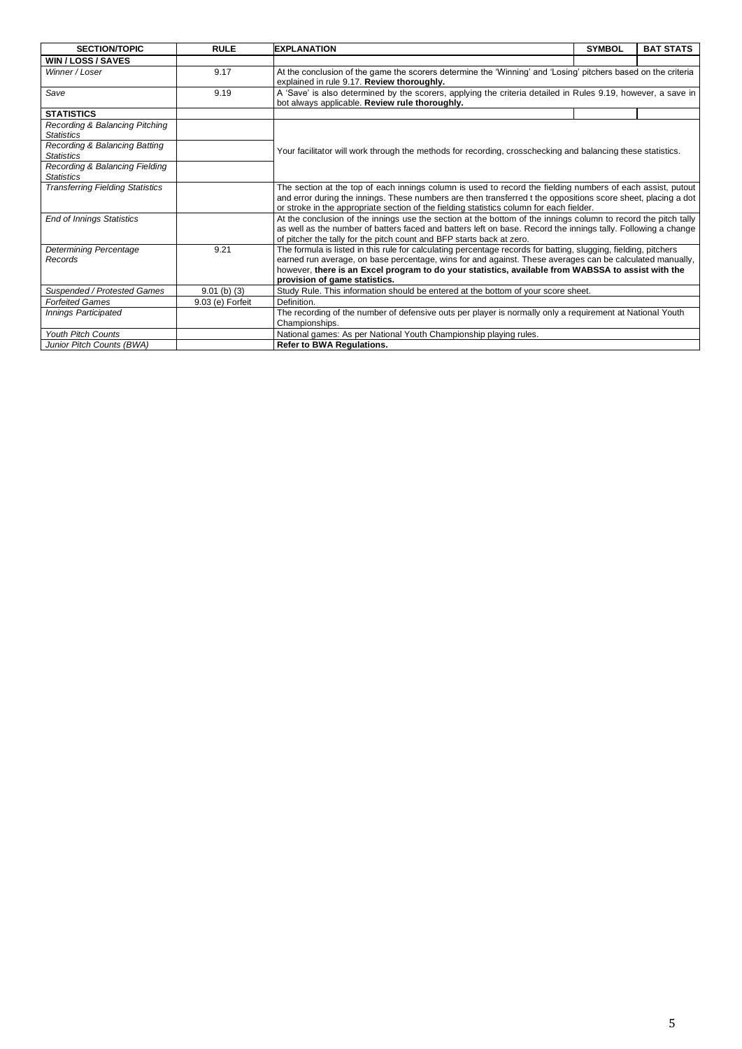| SECTION/TOPIC | RULE | EXPLANATION | SYMBOL | BAT STATS |
|---|---|---|---|---|
| **WIN / LOSS / SAVES** | | | | |
| *Winner / Loser* | 9.17 | At the conclusion of the game the scorers determine the 'Winning' and 'Losing' pitchers based on the criteria explained in rule 9.17. **Review thoroughly.** | | |
| *Save* | 9.19 | A 'Save' is also determined by the scorers, applying the criteria detailed in Rules 9.19, however, a save in bot always applicable. **Review rule thoroughly.** | | |
| **STATISTICS** | | | | |
| *Recording & Balancing Pitching Statistics* | | Your facilitator will work through the methods for recording, crosschecking and balancing these statistics. | | |
| *Recording & Balancing Batting Statistics* | | | | |
| *Recording & Balancing Fielding Statistics* | | | | |
| *Transferring Fielding Statistics* | | The section at the top of each innings column is used to record the fielding numbers of each assist, putout and error during the innings. These numbers are then transferred t the oppositions score sheet, placing a dot or stroke in the appropriate section of the fielding statistics column for each fielder. | | |
| *End of Innings Statistics* | | At the conclusion of the innings use the section at the bottom of the innings column to record the pitch tally as well as the number of batters faced and batters left on base. Record the innings tally. Following a change of pitcher the tally for the pitch count and BFP starts back at zero. | | |
| *Determining Percentage Records* | 9.21 | The formula is listed in this rule for calculating percentage records for batting, slugging, fielding, pitchers earned run average, on base percentage, wins for and against. These averages can be calculated manually, however, **there is an Excel program to do your statistics, available from WABSSA to assist with the provision of game statistics.** | | |
| *Suspended / Protested Games* | 9.01 (b) (3) | Study Rule. This information should be entered at the bottom of your score sheet. | | |
| *Forfeited Games* | 9.03 (e) Forfeit | Definition. | | |
| *Innings Participated* | | The recording of the number of defensive outs per player is normally only a requirement at National Youth Championships. | | |
| *Youth Pitch Counts* | | National games: As per National Youth Championship playing rules. | | |
| *Junior Pitch Counts (BWA)* | | **Refer to BWA Regulations.** | | |